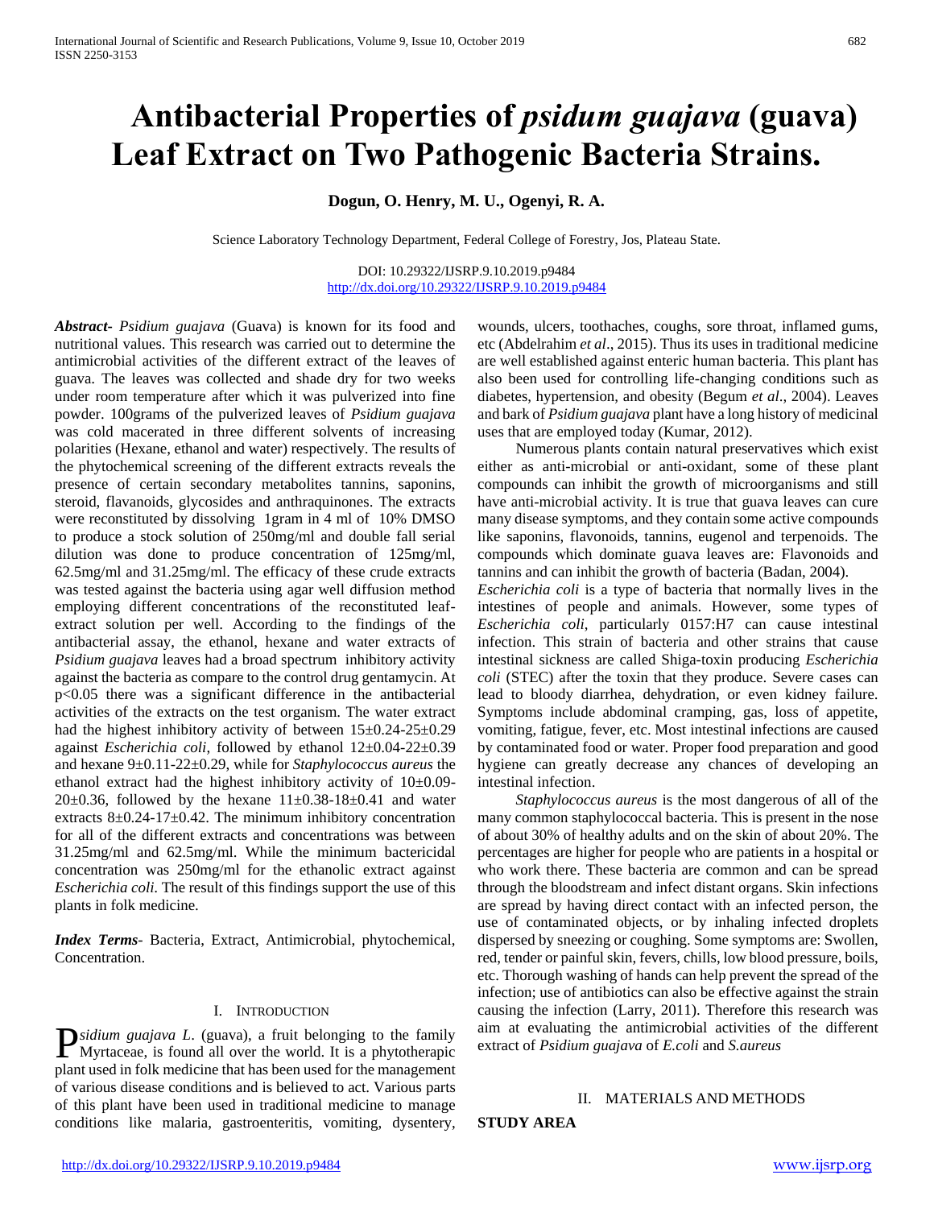# Antibacterial Properties of *psidium guajava* (guava) Leaf Extract on Two Pathogenic Bacteria Strains.

**Dogun, O. Henry, M. U., Ogenyi, R. A.**

Science Laboratory Technology Department, Federal College of Forestry, Jos, Plateau State.

DOI: 10.29322/IJSRP.9.10.2019.p9484
http://dx.doi.org/10.29322/IJSRP.9.10.2019.p9484

***Abstract-*** *Psidium guajava* (Guava) is known for its food and nutritional values. This research was carried out to determine the antimicrobial activities of the different extract of the leaves of guava. The leaves was collected and shade dry for two weeks under room temperature after which it was pulverized into fine powder. 100grams of the pulverized leaves of *Psidium guajava* was cold macerated in three different solvents of increasing polarities (Hexane, ethanol and water) respectively. The results of the phytochemical screening of the different extracts reveals the presence of certain secondary metabolites tannins, saponins, steroid, flavanoids, glycosides and anthraquinones. The extracts were reconstituted by dissolving 1gram in 4 ml of 10% DMSO to produce a stock solution of 250mg/ml and double fall serial dilution was done to produce concentration of 125mg/ml, 62.5mg/ml and 31.25mg/ml. The efficacy of these crude extracts was tested against the bacteria using agar well diffusion method employing different concentrations of the reconstituted leaf-extract solution per well. According to the findings of the antibacterial assay, the ethanol, hexane and water extracts of *Psidium guajava* leaves had a broad spectrum inhibitory activity against the bacteria as compare to the control drug gentamycin. At $p<0.05$ there was a significant difference in the antibacterial activities of the extracts on the test organism. The water extract had the highest inhibitory activity of between $15\pm0.24$-$25\pm0.29$ against *Escherichia coli*, followed by ethanol $12\pm0.04$-$22\pm0.39$ and hexane $9\pm0.11$-$22\pm0.29$, while for *Staphylococcus aureus* the ethanol extract had the highest inhibitory activity of $10\pm0.09$-$20\pm0.36$, followed by the hexane $11\pm0.38$-$18\pm0.41$ and water extracts $8\pm0.24$-$17\pm0.42$. The minimum inhibitory concentration for all of the different extracts and concentrations was between 31.25mg/ml and 62.5mg/ml. While the minimum bactericidal concentration was 250mg/ml for the ethanolic extract against *Escherichia coli*. The result of this findings support the use of this plants in folk medicine.

***Index Terms-*** Bacteria, Extract, Antimicrobial, phytochemical, Concentration.

## I. Introduction

*Psidium guajava L.* (guava), a fruit belonging to the family Myrtaceae, is found all over the world. It is a phytotherapic plant used in folk medicine that has been used for the management of various disease conditions and is believed to act. Various parts of this plant have been used in traditional medicine to manage conditions like malaria, gastroenteritis, vomiting, dysentery, wounds, ulcers, toothaches, coughs, sore throat, inflamed gums, etc (Abdelrahim *et al*., 2015). Thus its uses in traditional medicine are well established against enteric human bacteria. This plant has also been used for controlling life-changing conditions such as diabetes, hypertension, and obesity (Begum *et al*., 2004). Leaves and bark of *Psidium guajava* plant have a long history of medicinal uses that are employed today (Kumar, 2012).

Numerous plants contain natural preservatives which exist either as anti-microbial or anti-oxidant, some of these plant compounds can inhibit the growth of microorganisms and still have anti-microbial activity. It is true that guava leaves can cure many disease symptoms, and they contain some active compounds like saponins, flavonoids, tannins, eugenol and terpenoids. The compounds which dominate guava leaves are: Flavonoids and tannins and can inhibit the growth of bacteria (Badan, 2004).

*Escherichia coli* is a type of bacteria that normally lives in the intestines of people and animals. However, some types of *Escherichia coli*, particularly 0157:H7 can cause intestinal infection. This strain of bacteria and other strains that cause intestinal sickness are called Shiga-toxin producing *Escherichia coli* (STEC) after the toxin that they produce. Severe cases can lead to bloody diarrhea, dehydration, or even kidney failure. Symptoms include abdominal cramping, gas, loss of appetite, vomiting, fatigue, fever, etc. Most intestinal infections are caused by contaminated food or water. Proper food preparation and good hygiene can greatly decrease any chances of developing an intestinal infection.

*Staphylococcus aureus* is the most dangerous of all of the many common staphylococcal bacteria. This is present in the nose of about 30% of healthy adults and on the skin of about 20%. The percentages are higher for people who are patients in a hospital or who work there. These bacteria are common and can be spread through the bloodstream and infect distant organs. Skin infections are spread by having direct contact with an infected person, the use of contaminated objects, or by inhaling infected droplets dispersed by sneezing or coughing. Some symptoms are: Swollen, red, tender or painful skin, fevers, chills, low blood pressure, boils, etc. Thorough washing of hands can help prevent the spread of the infection; use of antibiotics can also be effective against the strain causing the infection (Larry, 2011). Therefore this research was aim at evaluating the antimicrobial activities of the different extract of *Psidium guajava* of *E.coli* and *S.aureus*

## II. Materials and Methods

**STUDY AREA**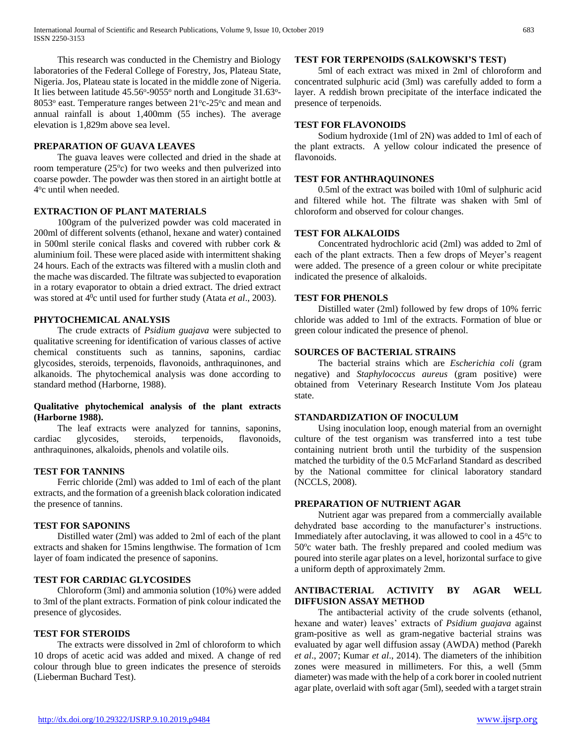This research was conducted in the Chemistry and Biology laboratories of the Federal College of Forestry, Jos, Plateau State, Nigeria. Jos, Plateau state is located in the middle zone of Nigeria. It lies between latitude 45.56°-9055° north and Longitude 31.63°-8053° east. Temperature ranges between 21°c-25°c and mean and annual rainfall is about 1,400mm (55 inches). The average elevation is 1,829m above sea level.

## PREPARATION OF GUAVA LEAVES

The guava leaves were collected and dried in the shade at room temperature (25°c) for two weeks and then pulverized into coarse powder. The powder was then stored in an airtight bottle at 4°c until when needed.

## EXTRACTION OF PLANT MATERIALS

100gram of the pulverized powder was cold macerated in 200ml of different solvents (ethanol, hexane and water) contained in 500ml sterile conical flasks and covered with rubber cork & aluminium foil. These were placed aside with intermittent shaking 24 hours. Each of the extracts was filtered with a muslin cloth and the mache was discarded. The filtrate was subjected to evaporation in a rotary evaporator to obtain a dried extract. The dried extract was stored at $4^0$c until used for further study (Atata *et al*., 2003).

## PHYTOCHEMICAL ANALYSIS

The crude extracts of *Psidium guajava* were subjected to qualitative screening for identification of various classes of active chemical constituents such as tannins, saponins, cardiac glycosides, steroids, terpenoids, flavonoids, anthraquinones, and alkanoids. The phytochemical analysis was done according to standard method (Harborne, 1988).

### Qualitative phytochemical analysis of the plant extracts (Harborne 1988).

The leaf extracts were analyzed for tannins, saponins, cardiac glycosides, steroids, terpenoids, flavonoids, anthraquinones, alkaloids, phenols and volatile oils.

## TEST FOR TANNINS

Ferric chloride (2ml) was added to 1ml of each of the plant extracts, and the formation of a greenish black coloration indicated the presence of tannins.

## TEST FOR SAPONINS

Distilled water (2ml) was added to 2ml of each of the plant extracts and shaken for 15mins lengthwise. The formation of 1cm layer of foam indicated the presence of saponins.

## TEST FOR CARDIAC GLYCOSIDES

Chloroform (3ml) and ammonia solution (10%) were added to 3ml of the plant extracts. Formation of pink colour indicated the presence of glycosides.

## TEST FOR STEROIDS

The extracts were dissolved in 2ml of chloroform to which 10 drops of acetic acid was added and mixed. A change of red colour through blue to green indicates the presence of steroids (Lieberman Buchard Test).

## TEST FOR TERPENOIDS (SALKOWSKI'S TEST)

5ml of each extract was mixed in 2ml of chloroform and concentrated sulphuric acid (3ml) was carefully added to form a layer. A reddish brown precipitate of the interface indicated the presence of terpenoids.

## TEST FOR FLAVONOIDS

Sodium hydroxide (1ml of 2N) was added to 1ml of each of the plant extracts. A yellow colour indicated the presence of flavonoids.

## TEST FOR ANTHRAQUINONES

0.5ml of the extract was boiled with 10ml of sulphuric acid and filtered while hot. The filtrate was shaken with 5ml of chloroform and observed for colour changes.

## TEST FOR ALKALOIDS

Concentrated hydrochloric acid (2ml) was added to 2ml of each of the plant extracts. Then a few drops of Meyer's reagent were added. The presence of a green colour or white precipitate indicated the presence of alkaloids.

## TEST FOR PHENOLS

Distilled water (2ml) followed by few drops of 10% ferric chloride was added to 1ml of the extracts. Formation of blue or green colour indicated the presence of phenol.

## SOURCES OF BACTERIAL STRAINS

The bacterial strains which are *Escherichia coli* (gram negative) and *Staphylococcus aureus* (gram positive) were obtained from Veterinary Research Institute Vom Jos plateau state.

## STANDARDIZATION OF INOCULUM

Using inoculation loop, enough material from an overnight culture of the test organism was transferred into a test tube containing nutrient broth until the turbidity of the suspension matched the turbidity of the 0.5 McFarland Standard as described by the National committee for clinical laboratory standard (NCCLS, 2008).

## PREPARATION OF NUTRIENT AGAR

Nutrient agar was prepared from a commercially available dehydrated base according to the manufacturer's instructions. Immediately after autoclaving, it was allowed to cool in a 45°c to 50°c water bath. The freshly prepared and cooled medium was poured into sterile agar plates on a level, horizontal surface to give a uniform depth of approximately 2mm.

## ANTIBACTERIAL ACTIVITY BY AGAR WELL DIFFUSION ASSAY METHOD

The antibacterial activity of the crude solvents (ethanol, hexane and water) leaves' extracts of *Psidium guajava* against gram-positive as well as gram-negative bacterial strains was evaluated by agar well diffusion assay (AWDA) method (Parekh *et al*., 2007; Kumar *et al*., 2014). The diameters of the inhibition zones were measured in millimeters. For this, a well (5mm diameter) was made with the help of a cork borer in cooled nutrient agar plate, overlaid with soft agar (5ml), seeded with a target strain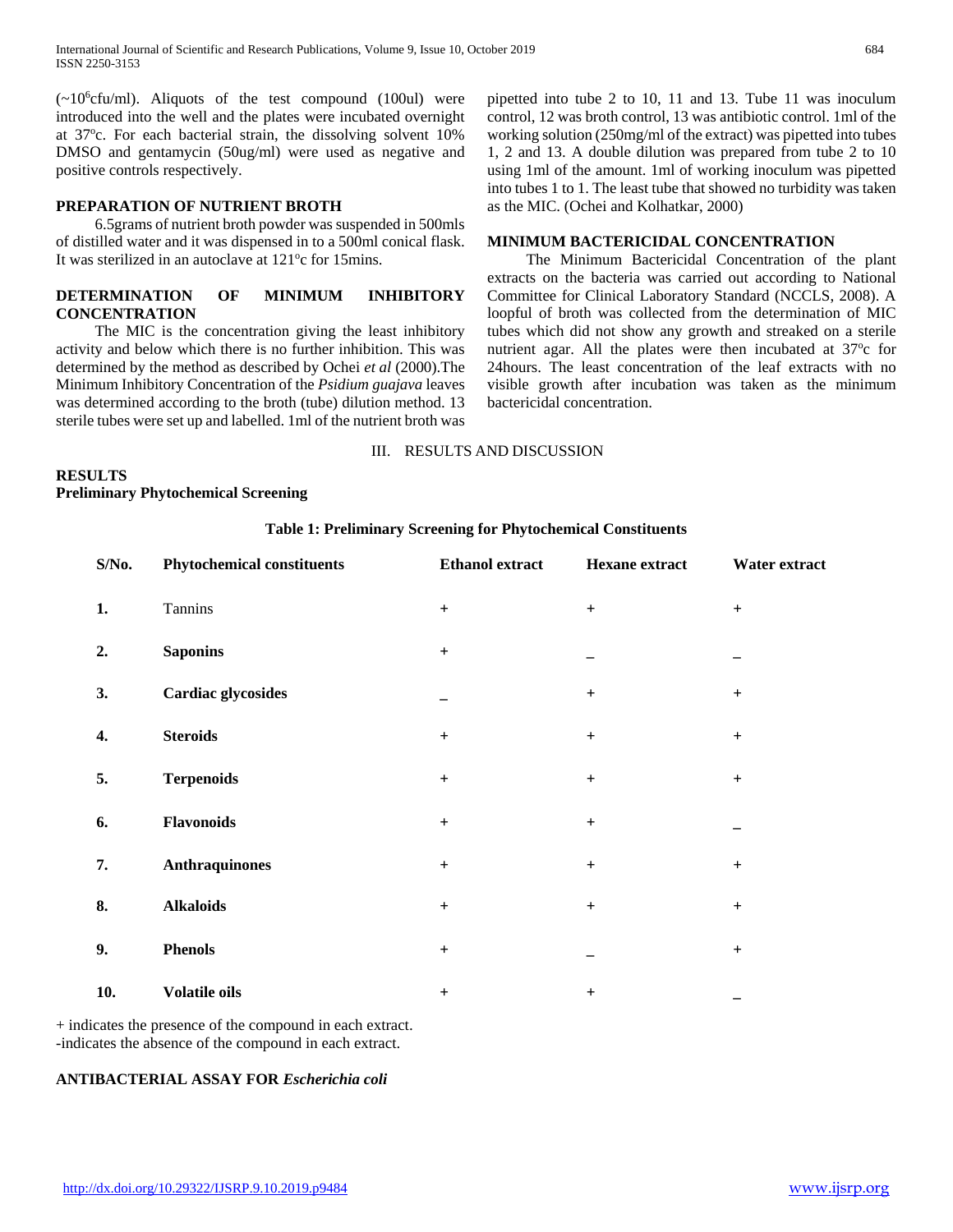(~$10^6$cfu/ml). Aliquots of the test compound (100ul) were introduced into the well and the plates were incubated overnight at 37°c. For each bacterial strain, the dissolving solvent 10% DMSO and gentamycin (50ug/ml) were used as negative and positive controls respectively.

## PREPARATION OF NUTRIENT BROTH

6.5grams of nutrient broth powder was suspended in 500mls of distilled water and it was dispensed in to a 500ml conical flask. It was sterilized in an autoclave at 121°c for 15mins.

## DETERMINATION OF MINIMUM INHIBITORY CONCENTRATION

The MIC is the concentration giving the least inhibitory activity and below which there is no further inhibition. This was determined by the method as described by Ochei *et al* (2000).The Minimum Inhibitory Concentration of the *Psidium guajava* leaves was determined according to the broth (tube) dilution method. 13 sterile tubes were set up and labelled. 1ml of the nutrient broth was pipetted into tube 2 to 10, 11 and 13. Tube 11 was inoculum control, 12 was broth control, 13 was antibiotic control. 1ml of the working solution (250mg/ml of the extract) was pipetted into tubes 1, 2 and 13. A double dilution was prepared from tube 2 to 10 using 1ml of the amount. 1ml of working inoculum was pipetted into tubes 1 to 1. The least tube that showed no turbidity was taken as the MIC. (Ochei and Kolhatkar, 2000)

## MINIMUM BACTERICIDAL CONCENTRATION

The Minimum Bactericidal Concentration of the plant extracts on the bacteria was carried out according to National Committee for Clinical Laboratory Standard (NCCLS, 2008). A loopful of broth was collected from the determination of MIC tubes which did not show any growth and streaked on a sterile nutrient agar. All the plates were then incubated at 37°c for 24hours. The least concentration of the leaf extracts with no visible growth after incubation was taken as the minimum bactericidal concentration.

# III. RESULTS AND DISCUSSION

## RESULTS

### Preliminary Phytochemical Screening

**Table 1: Preliminary Screening for Phytochemical Constituents**

| S/No. | Phytochemical constituents | Ethanol extract | Hexane extract | Water extract |
|---|---|---|---|---|
| 1. | Tannins | + | + | + |
| 2. | Saponins | + | – | – |
| 3. | Cardiac glycosides | – | + | + |
| 4. | Steroids | + | + | + |
| 5. | Terpenoids | + | + | + |
| 6. | Flavonoids | + | + | – |
| 7. | Anthraquinones | + | + | + |
| 8. | Alkaloids | + | + | + |
| 9. | Phenols | + | – | + |
| 10. | Volatile oils | + | + | – |

+ indicates the presence of the compound in each extract.
-indicates the absence of the compound in each extract.

## ANTIBACTERIAL ASSAY FOR *Escherichia coli*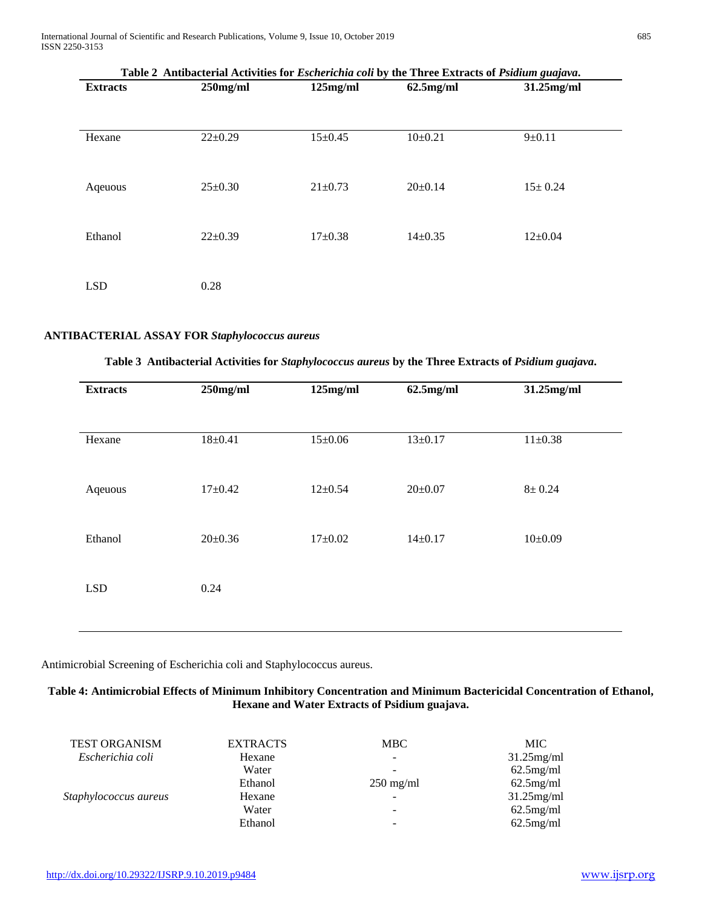**Table 2 Antibacterial Activities for *Escherichia coli* by the Three Extracts of *Psidium guajava*.**

| Extracts | 250mg/ml | 125mg/ml | 62.5mg/ml | 31.25mg/ml |
|---|---|---|---|---|
| Hexane | 22±0.29 | 15±0.45 | 10±0.21 | 9±0.11 |
| Aqeuous | 25±0.30 | 21±0.73 | 20±0.14 | 15± 0.24 |
| Ethanol | 22±0.39 | 17±0.38 | 14±0.35 | 12±0.04 |
| LSD | 0.28 | | | |

**ANTIBACTERIAL ASSAY FOR *Staphylococcus aureus***

**Table 3 Antibacterial Activities for *Staphylococcus aureus* by the Three Extracts of *Psidium guajava*.**

| Extracts | 250mg/ml | 125mg/ml | 62.5mg/ml | 31.25mg/ml |
|---|---|---|---|---|
| Hexane | 18±0.41 | 15±0.06 | 13±0.17 | 11±0.38 |
| Aqeuous | 17±0.42 | 12±0.54 | 20±0.07 | 8± 0.24 |
| Ethanol | 20±0.36 | 17±0.02 | 14±0.17 | 10±0.09 |
| LSD | 0.24 | | | |

Antimicrobial Screening of Escherichia coli and Staphylococcus aureus.

**Table 4: Antimicrobial Effects of Minimum Inhibitory Concentration and Minimum Bactericidal Concentration of Ethanol, Hexane and Water Extracts of Psidium guajava.**

| TEST ORGANISM | EXTRACTS | MBC | MIC |
|---|---|---|---|
| *Escherichia coli* | Hexane | - | 31.25mg/ml |
| | Water | - | 62.5mg/ml |
| | Ethanol | 250 mg/ml | 62.5mg/ml |
| *Staphylococcus aureus* | Hexane | - | 31.25mg/ml |
| | Water | - | 62.5mg/ml |
| | Ethanol | - | 62.5mg/ml |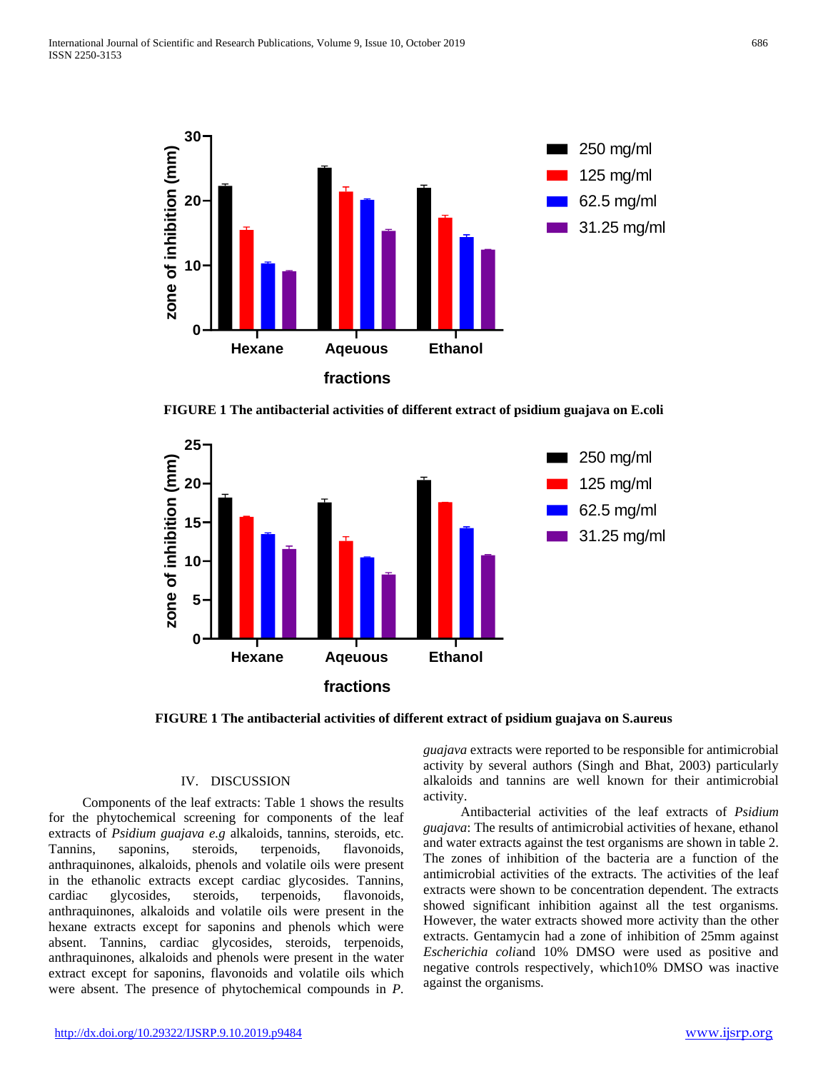FIGURE 1 The antibacterial activities of different extract of psidium guajava on E.coli

FIGURE 1 The antibacterial activities of different extract of psidium guajava on S.aureus

## IV. DISCUSSION

Components of the leaf extracts: Table 1 shows the results for the phytochemical screening for components of the leaf extracts of *Psidium guajava e.g* alkaloids, tannins, steroids, etc. Tannins, saponins, steroids, terpenoids, flavonoids, anthraquinones, alkaloids, phenols and volatile oils were present in the ethanolic extracts except cardiac glycosides. Tannins, cardiac glycosides, steroids, terpenoids, flavonoids, anthraquinones, alkaloids and volatile oils were present in the hexane extracts except for saponins and phenols which were absent. Tannins, cardiac glycosides, steroids, terpenoids, anthraquinones, alkaloids and phenols were present in the water extract except for saponins, flavonoids and volatile oils which were absent. The presence of phytochemical compounds in *P. guajava* extracts were reported to be responsible for antimicrobial activity by several authors (Singh and Bhat, 2003) particularly alkaloids and tannins are well known for their antimicrobial activity.

Antibacterial activities of the leaf extracts of *Psidium guajava*: The results of antimicrobial activities of hexane, ethanol and water extracts against the test organisms are shown in table 2. The zones of inhibition of the bacteria are a function of the antimicrobial activities of the extracts. The activities of the leaf extracts were shown to be concentration dependent. The extracts showed significant inhibition against all the test organisms. However, the water extracts showed more activity than the other extracts. Gentamycin had a zone of inhibition of 25mm against *Escherichia coli*and 10% DMSO were used as positive and negative controls respectively, which10% DMSO was inactive against the organisms.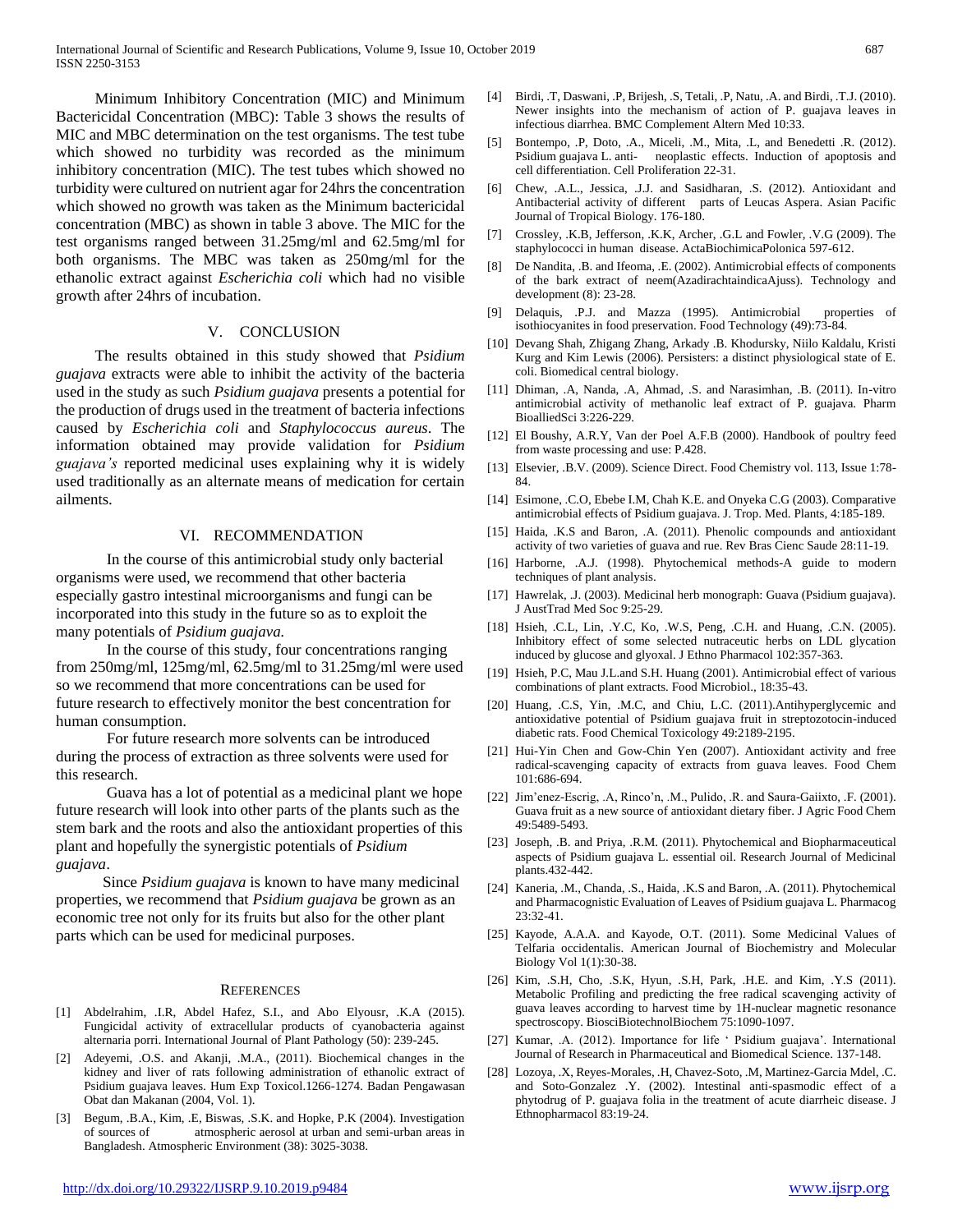Minimum Inhibitory Concentration (MIC) and Minimum Bactericidal Concentration (MBC): Table 3 shows the results of MIC and MBC determination on the test organisms. The test tube which showed no turbidity was recorded as the minimum inhibitory concentration (MIC). The test tubes which showed no turbidity were cultured on nutrient agar for 24hrs the concentration which showed no growth was taken as the Minimum bactericidal concentration (MBC) as shown in table 3 above. The MIC for the test organisms ranged between 31.25mg/ml and 62.5mg/ml for both organisms. The MBC was taken as 250mg/ml for the ethanolic extract against *Escherichia coli* which had no visible growth after 24hrs of incubation.

## V. CONCLUSION

The results obtained in this study showed that *Psidium guajava* extracts were able to inhibit the activity of the bacteria used in the study as such *Psidium guajava* presents a potential for the production of drugs used in the treatment of bacteria infections caused by *Escherichia coli* and *Staphylococcus aureus*. The information obtained may provide validation for *Psidium guajava's* reported medicinal uses explaining why it is widely used traditionally as an alternate means of medication for certain ailments.

## VI. RECOMMENDATION

In the course of this antimicrobial study only bacterial organisms were used, we recommend that other bacteria especially gastro intestinal microorganisms and fungi can be incorporated into this study in the future so as to exploit the many potentials of *Psidium guajava.*

In the course of this study, four concentrations ranging from 250mg/ml, 125mg/ml, 62.5mg/ml to 31.25mg/ml were used so we recommend that more concentrations can be used for future research to effectively monitor the best concentration for human consumption.

For future research more solvents can be introduced during the process of extraction as three solvents were used for this research.

Guava has a lot of potential as a medicinal plant we hope future research will look into other parts of the plants such as the stem bark and the roots and also the antioxidant properties of this plant and hopefully the synergistic potentials of *Psidium guajava*.

Since *Psidium guajava* is known to have many medicinal properties, we recommend that *Psidium guajava* be grown as an economic tree not only for its fruits but also for the other plant parts which can be used for medicinal purposes.

## REFERENCES

[1] Abdelrahim, .I.R, Abdel Hafez, S.I., and Abo Elyousr, .K.A (2015). Fungicidal activity of extracellular products of cyanobacteria against alternaria porri. International Journal of Plant Pathology (50): 239-245.

[2] Adeyemi, .O.S. and Akanji, .M.A., (2011). Biochemical changes in the kidney and liver of rats following administration of ethanolic extract of Psidium guajava leaves. Hum Exp Toxicol.1266-1274. Badan Pengawasan Obat dan Makanan (2004, Vol. 1).

[3] Begum, .B.A., Kim, .E, Biswas, .S.K. and Hopke, P.K (2004). Investigation of sources of atmospheric aerosol at urban and semi-urban areas in Bangladesh. Atmospheric Environment (38): 3025-3038.

[4] Birdi, .T, Daswani, .P, Brijesh, .S, Tetali, .P, Natu, .A. and Birdi, .T.J. (2010). Newer insights into the mechanism of action of P. guajava leaves in infectious diarrhea. BMC Complement Altern Med 10:33.

[5] Bontempo, .P, Doto, .A., Miceli, .M., Mita, .L, and Benedetti .R. (2012). Psidium guajava L. anti- neoplastic effects. Induction of apoptosis and cell differentiation. Cell Proliferation 22-31.

[6] Chew, .A.L., Jessica, .J.J. and Sasidharan, .S. (2012). Antioxidant and Antibacterial activity of different parts of Leucas Aspera. Asian Pacific Journal of Tropical Biology. 176-180.

[7] Crossley, .K.B, Jefferson, .K.K, Archer, .G.L and Fowler, .V.G (2009). The staphylococci in human disease. ActaBiochimicaPolonica 597-612.

[8] De Nandita, .B. and Ifeoma, .E. (2002). Antimicrobial effects of components of the bark extract of neem(AzadirachtaindicaAjuss). Technology and development (8): 23-28.

[9] Delaquis, .P.J. and Mazza (1995). Antimicrobial properties of isothiocyanites in food preservation. Food Technology (49):73-84.

[10] Devang Shah, Zhigang Zhang, Arkady .B. Khodursky, Niilo Kaldalu, Kristi Kurg and Kim Lewis (2006). Persisters: a distinct physiological state of E. coli. Biomedical central biology.

[11] Dhiman, .A, Nanda, .A, Ahmad, .S. and Narasimhan, .B. (2011). In-vitro antimicrobial activity of methanolic leaf extract of P. guajava. Pharm BioalliedSci 3:226-229.

[12] El Boushy, A.R.Y, Van der Poel A.F.B (2000). Handbook of poultry feed from waste processing and use: P.428.

[13] Elsevier, .B.V. (2009). Science Direct. Food Chemistry vol. 113, Issue 1:78-84.

[14] Esimone, .C.O, Ebebe I.M, Chah K.E. and Onyeka C.G (2003). Comparative antimicrobial effects of Psidium guajava. J. Trop. Med. Plants, 4:185-189.

[15] Haida, .K.S and Baron, .A. (2011). Phenolic compounds and antioxidant activity of two varieties of guava and rue. Rev Bras Cienc Saude 28:11-19.

[16] Harborne, .A.J. (1998). Phytochemical methods-A guide to modern techniques of plant analysis.

[17] Hawrelak, .J. (2003). Medicinal herb monograph: Guava (Psidium guajava). J AustTrad Med Soc 9:25-29.

[18] Hsieh, .C.L, Lin, .Y.C, Ko, .W.S, Peng, .C.H. and Huang, .C.N. (2005). Inhibitory effect of some selected nutraceutic herbs on LDL glycation induced by glucose and glyoxal. J Ethno Pharmacol 102:357-363.

[19] Hsieh, P.C, Mau J.L.and S.H. Huang (2001). Antimicrobial effect of various combinations of plant extracts. Food Microbiol., 18:35-43.

[20] Huang, .C.S, Yin, .M.C, and Chiu, L.C. (2011).Antihyperglycemic and antioxidative potential of Psidium guajava fruit in streptozotocin-induced diabetic rats. Food Chemical Toxicology 49:2189-2195.

[21] Hui-Yin Chen and Gow-Chin Yen (2007). Antioxidant activity and free radical-scavenging capacity of extracts from guava leaves. Food Chem 101:686-694.

[22] Jim'enez-Escrig, .A, Rinco'n, .M., Pulido, .R. and Saura-Gaiixto, .F. (2001). Guava fruit as a new source of antioxidant dietary fiber. J Agric Food Chem 49:5489-5493.

[23] Joseph, .B. and Priya, .R.M. (2011). Phytochemical and Biopharmaceutical aspects of Psidium guajava L. essential oil. Research Journal of Medicinal plants.432-442.

[24] Kaneria, .M., Chanda, .S., Haida, .K.S and Baron, .A. (2011). Phytochemical and Pharmacognistic Evaluation of Leaves of Psidium guajava L. Pharmacog 23:32-41.

[25] Kayode, A.A.A. and Kayode, O.T. (2011). Some Medicinal Values of Telfaria occidentalis. American Journal of Biochemistry and Molecular Biology Vol 1(1):30-38.

[26] Kim, .S.H, Cho, .S.K, Hyun, .S.H, Park, .H.E. and Kim, .Y.S (2011). Metabolic Profiling and predicting the free radical scavenging activity of guava leaves according to harvest time by 1H-nuclear magnetic resonance spectroscopy. BiosciBiotechnolBiochem 75:1090-1097.

[27] Kumar, .A. (2012). Importance for life ' Psidium guajava'. International Journal of Research in Pharmaceutical and Biomedical Science. 137-148.

[28] Lozoya, .X, Reyes-Morales, .H, Chavez-Soto, .M, Martinez-Garcia Mdel, .C. and Soto-Gonzalez .Y. (2002). Intestinal anti-spasmodic effect of a phytodrug of P. guajava folia in the treatment of acute diarrheic disease. J Ethnopharmacol 83:19-24.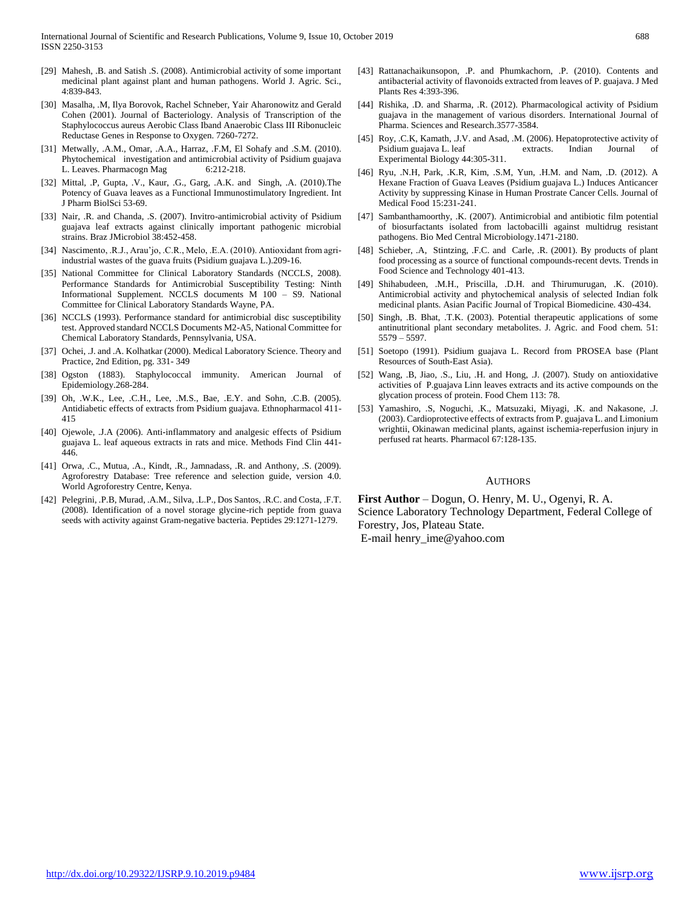[29] Mahesh, .B. and Satish .S. (2008). Antimicrobial activity of some important medicinal plant against plant and human pathogens. World J. Agric. Sci., 4:839-843.

[30] Masalha, .M, Ilya Borovok, Rachel Schneber, Yair Aharonowitz and Gerald Cohen (2001). Journal of Bacteriology. Analysis of Transcription of the Staphylococcus aureus Aerobic Class Iband Anaerobic Class III Ribonucleic Reductase Genes in Response to Oxygen. 7260-7272.

[31] Metwally, .A.M., Omar, .A.A., Harraz, .F.M, El Sohafy and .S.M. (2010). Phytochemical investigation and antimicrobial activity of Psidium guajava L. Leaves. Pharmacogn Mag 6:212-218.

[32] Mittal, .P, Gupta, .V., Kaur, .G., Garg, .A.K. and Singh, .A. (2010).The Potency of Guava leaves as a Functional Immunostimulatory Ingredient. Int J Pharm BiolSci 53-69.

[33] Nair, .R. and Chanda, .S. (2007). Invitro-antimicrobial activity of Psidium guajava leaf extracts against clinically important pathogenic microbial strains. Braz JMicrobiol 38:452-458.

[34] Nascimento, .R.J., Arau'jo, .C.R., Melo, .E.A. (2010). Antioxidant from agri-industrial wastes of the guava fruits (Psidium guajava L.).209-16.

[35] National Committee for Clinical Laboratory Standards (NCCLS, 2008). Performance Standards for Antimicrobial Susceptibility Testing: Ninth Informational Supplement. NCCLS documents M 100 – S9. National Committee for Clinical Laboratory Standards Wayne, PA.

[36] NCCLS (1993). Performance standard for antimicrobial disc susceptibility test. Approved standard NCCLS Documents M2-A5, National Committee for Chemical Laboratory Standards, Pennsylvania, USA.

[37] Ochei, .J. and .A. Kolhatkar (2000). Medical Laboratory Science. Theory and Practice, 2nd Edition, pg. 331- 349

[38] Ogston (1883). Staphylococcal immunity. American Journal of Epidemiology.268-284.

[39] Oh, .W.K., Lee, .C.H., Lee, .M.S., Bae, .E.Y. and Sohn, .C.B. (2005). Antidiabetic effects of extracts from Psidium guajava. Ethnopharmacol 411-415

[40] Ojewole, .J.A (2006). Anti-inflammatory and analgesic effects of Psidium guajava L. leaf aqueous extracts in rats and mice. Methods Find Clin 441-446.

[41] Orwa, .C., Mutua, .A., Kindt, .R., Jamnadass, .R. and Anthony, .S. (2009). Agroforestry Database: Tree reference and selection guide, version 4.0. World Agroforestry Centre, Kenya.

[42] Pelegrini, .P.B, Murad, .A.M., Silva, .L.P., Dos Santos, .R.C. and Costa, .F.T. (2008). Identification of a novel storage glycine-rich peptide from guava seeds with activity against Gram-negative bacteria. Peptides 29:1271-1279.

[43] Rattanachaikunsopon, .P. and Phumkachorn, .P. (2010). Contents and antibacterial activity of flavonoids extracted from leaves of P. guajava. J Med Plants Res 4:393-396.

[44] Rishika, .D. and Sharma, .R. (2012). Pharmacological activity of Psidium guajava in the management of various disorders. International Journal of Pharma. Sciences and Research.3577-3584.

[45] Roy, .C.K, Kamath, .J.V. and Asad, .M. (2006). Hepatoprotective activity of Psidium guajava L. leaf extracts. Indian Journal of Experimental Biology 44:305-311.

[46] Ryu, .N.H, Park, .K.R, Kim, .S.M, Yun, .H.M. and Nam, .D. (2012). A Hexane Fraction of Guava Leaves (Psidium guajava L.) Induces Anticancer Activity by suppressing Kinase in Human Prostrate Cancer Cells. Journal of Medical Food 15:231-241.

[47] Sambanthamoorthy, .K. (2007). Antimicrobial and antibiotic film potential of biosurfactants isolated from lactobacilli against multidrug resistant pathogens. Bio Med Central Microbiology.1471-2180.

[48] Schieber, .A, Stintzing, .F.C. and Carle, .R. (2001). By products of plant food processing as a source of functional compounds-recent devts. Trends in Food Science and Technology 401-413.

[49] Shihabudeen, .M.H., Priscilla, .D.H. and Thirumurugan, .K. (2010). Antimicrobial activity and phytochemical analysis of selected Indian folk medicinal plants. Asian Pacific Journal of Tropical Biomedicine. 430-434.

[50] Singh, .B. Bhat, .T.K. (2003). Potential therapeutic applications of some antinutritional plant secondary metabolites. J. Agric. and Food chem. 51: 5579 – 5597.

[51] Soetopo (1991). Psidium guajava L. Record from PROSEA base (Plant Resources of South-East Asia).

[52] Wang, .B, Jiao, .S., Liu, .H. and Hong, .J. (2007). Study on antioxidative activities of P.guajava Linn leaves extracts and its active compounds on the glycation process of protein. Food Chem 113: 78.

[53] Yamashiro, .S, Noguchi, .K., Matsuzaki, Miyagi, .K. and Nakasone, .J. (2003). Cardioprotective effects of extracts from P. guajava L. and Limonium wrightii, Okinawan medicinal plants, against ischemia-reperfusion injury in perfused rat hearts. Pharmacol 67:128-135.

## AUTHORS

**First Author** – Dogun, O. Henry, M. U., Ogenyi, R. A.
Science Laboratory Technology Department, Federal College of Forestry, Jos, Plateau State.
E-mail henry_ime@yahoo.com